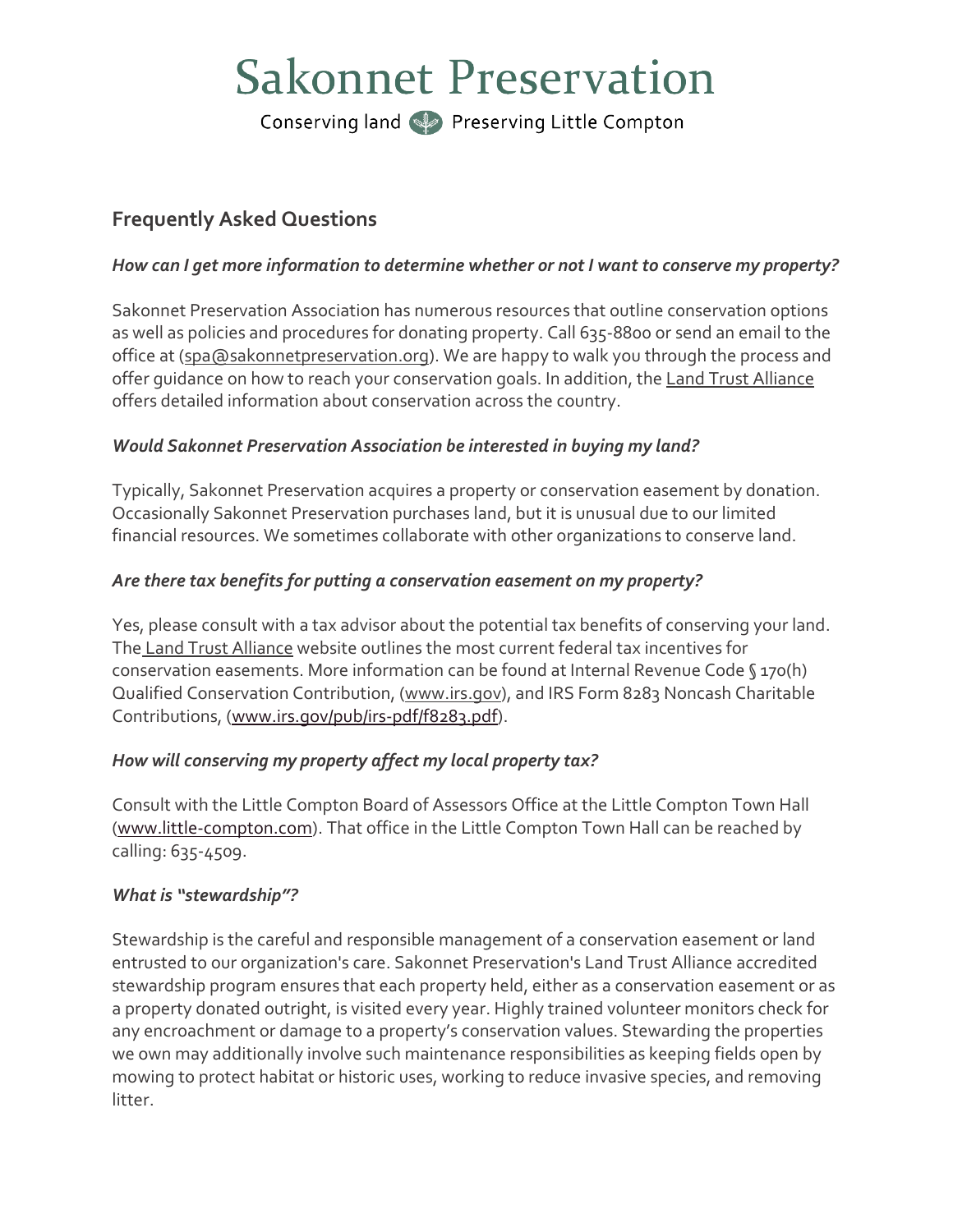# Sakonnet Preservation

Conserving land · Preserving Little Compton

## Frequently Asked Questions

***How can I get more information to determine whether or not I want to conserve my property?***

Sakonnet Preservation Association has numerous resources that outline conservation options as well as policies and procedures for donating property. Call 635-8800 or send an email to the office at (spa@sakonnetpreservation.org). We are happy to walk you through the process and offer guidance on how to reach your conservation goals. In addition, the Land Trust Alliance offers detailed information about conservation across the country.

***Would Sakonnet Preservation Association be interested in buying my land?***

Typically, Sakonnet Preservation acquires a property or conservation easement by donation. Occasionally Sakonnet Preservation purchases land, but it is unusual due to our limited financial resources. We sometimes collaborate with other organizations to conserve land.

***Are there tax benefits for putting a conservation easement on my property?***

Yes, please consult with a tax advisor about the potential tax benefits of conserving your land. The Land Trust Alliance website outlines the most current federal tax incentives for conservation easements. More information can be found at Internal Revenue Code § 170(h) Qualified Conservation Contribution, (www.irs.gov), and IRS Form 8283 Noncash Charitable Contributions, (www.irs.gov/pub/irs-pdf/f8283.pdf).

***How will conserving my property affect my local property tax?***

Consult with the Little Compton Board of Assessors Office at the Little Compton Town Hall (www.little-compton.com). That office in the Little Compton Town Hall can be reached by calling: 635-4509.

***What is "stewardship"?***

Stewardship is the careful and responsible management of a conservation easement or land entrusted to our organization's care. Sakonnet Preservation's Land Trust Alliance accredited stewardship program ensures that each property held, either as a conservation easement or as a property donated outright, is visited every year. Highly trained volunteer monitors check for any encroachment or damage to a property's conservation values. Stewarding the properties we own may additionally involve such maintenance responsibilities as keeping fields open by mowing to protect habitat or historic uses, working to reduce invasive species, and removing litter.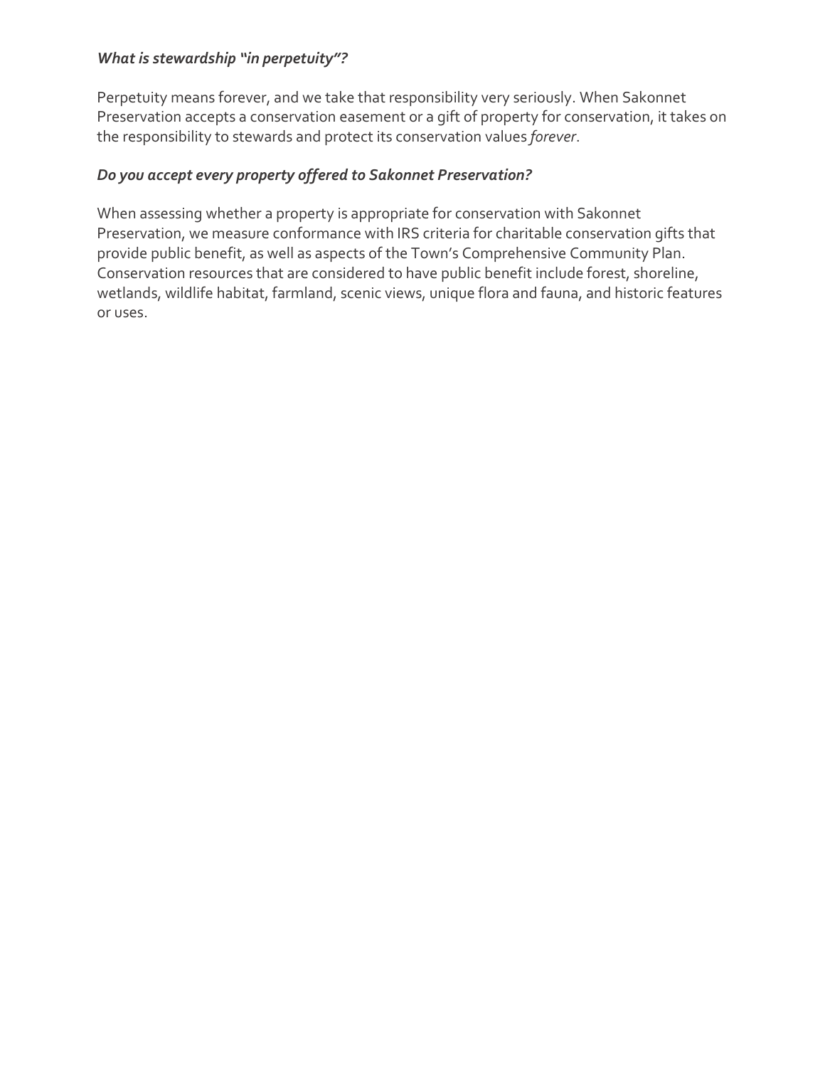***What is stewardship "in perpetuity"?***

Perpetuity means forever, and we take that responsibility very seriously. When Sakonnet Preservation accepts a conservation easement or a gift of property for conservation, it takes on the responsibility to stewards and protect its conservation values *forever*.

***Do you accept every property offered to Sakonnet Preservation?***

When assessing whether a property is appropriate for conservation with Sakonnet Preservation, we measure conformance with IRS criteria for charitable conservation gifts that provide public benefit, as well as aspects of the Town's Comprehensive Community Plan. Conservation resources that are considered to have public benefit include forest, shoreline, wetlands, wildlife habitat, farmland, scenic views, unique flora and fauna, and historic features or uses.